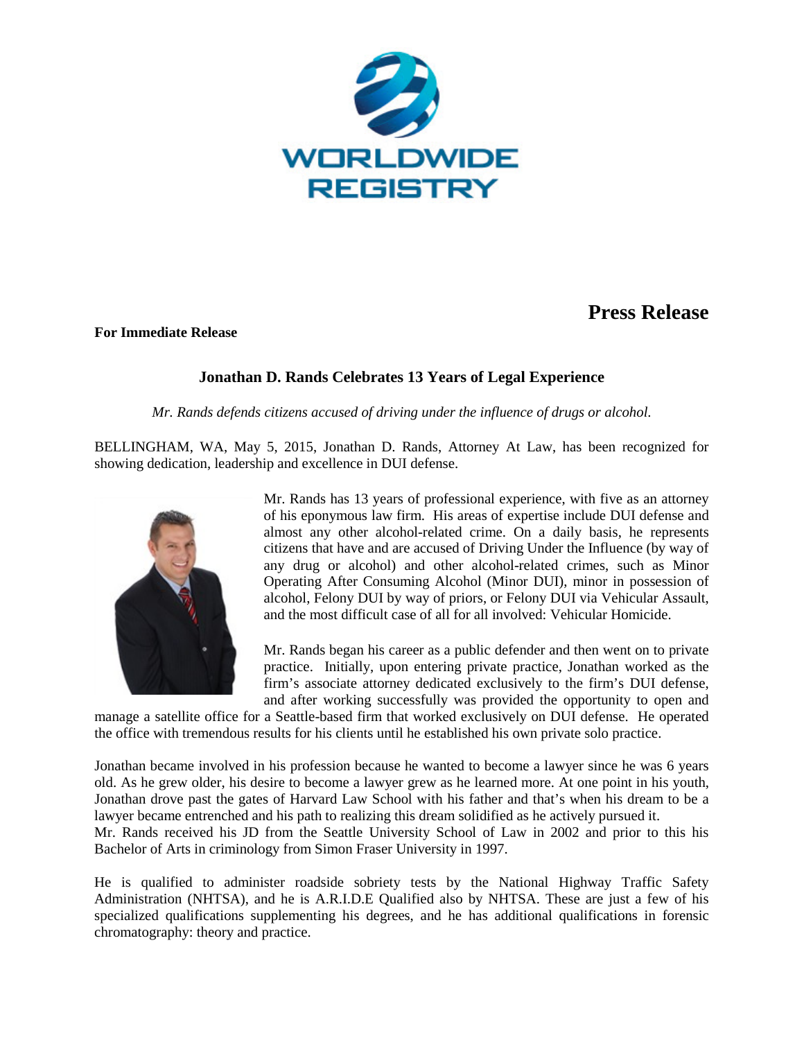WORLDWIDE REGISTRY

# Press Release

**For Immediate Release**

## Jonathan D. Rands Celebrates 13 Years of Legal Experience

*Mr. Rands defends citizens accused of driving under the influence of drugs or alcohol.*

BELLINGHAM, WA, May 5, 2015, Jonathan D. Rands, Attorney At Law, has been recognized for showing dedication, leadership and excellence in DUI defense.

Mr. Rands has 13 years of professional experience, with five as an attorney of his eponymous law firm. His areas of expertise include DUI defense and almost any other alcohol-related crime. On a daily basis, he represents citizens that have and are accused of Driving Under the Influence (by way of any drug or alcohol) and other alcohol-related crimes, such as Minor Operating After Consuming Alcohol (Minor DUI), minor in possession of alcohol, Felony DUI by way of priors, or Felony DUI via Vehicular Assault, and the most difficult case of all for all involved: Vehicular Homicide.

Mr. Rands began his career as a public defender and then went on to private practice. Initially, upon entering private practice, Jonathan worked as the firm's associate attorney dedicated exclusively to the firm's DUI defense, and after working successfully was provided the opportunity to open and manage a satellite office for a Seattle-based firm that worked exclusively on DUI defense. He operated the office with tremendous results for his clients until he established his own private solo practice.

Jonathan became involved in his profession because he wanted to become a lawyer since he was 6 years old. As he grew older, his desire to become a lawyer grew as he learned more. At one point in his youth, Jonathan drove past the gates of Harvard Law School with his father and that's when his dream to be a lawyer became entrenched and his path to realizing this dream solidified as he actively pursued it.
Mr. Rands received his JD from the Seattle University School of Law in 2002 and prior to this his Bachelor of Arts in criminology from Simon Fraser University in 1997.

He is qualified to administer roadside sobriety tests by the National Highway Traffic Safety Administration (NHTSA), and he is A.R.I.D.E Qualified also by NHTSA. These are just a few of his specialized qualifications supplementing his degrees, and he has additional qualifications in forensic chromatography: theory and practice.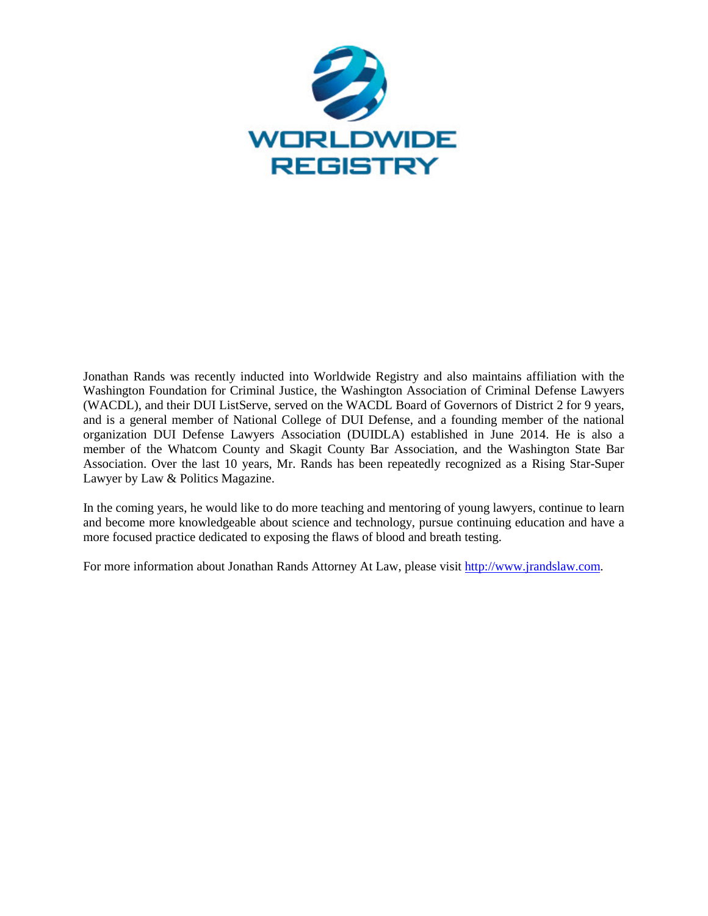Jonathan Rands was recently inducted into Worldwide Registry and also maintains affiliation with the Washington Foundation for Criminal Justice, the Washington Association of Criminal Defense Lawyers (WACDL), and their DUI ListServe, served on the WACDL Board of Governors of District 2 for 9 years, and is a general member of National College of DUI Defense, and a founding member of the national organization DUI Defense Lawyers Association (DUIDLA) established in June 2014. He is also a member of the Whatcom County and Skagit County Bar Association, and the Washington State Bar Association. Over the last 10 years, Mr. Rands has been repeatedly recognized as a Rising Star-Super Lawyer by Law & Politics Magazine.

In the coming years, he would like to do more teaching and mentoring of young lawyers, continue to learn and become more knowledgeable about science and technology, pursue continuing education and have a more focused practice dedicated to exposing the flaws of blood and breath testing.

For more information about Jonathan Rands Attorney At Law, please visit [http://www.jrandslaw.com](http://www.jrandslaw.com).